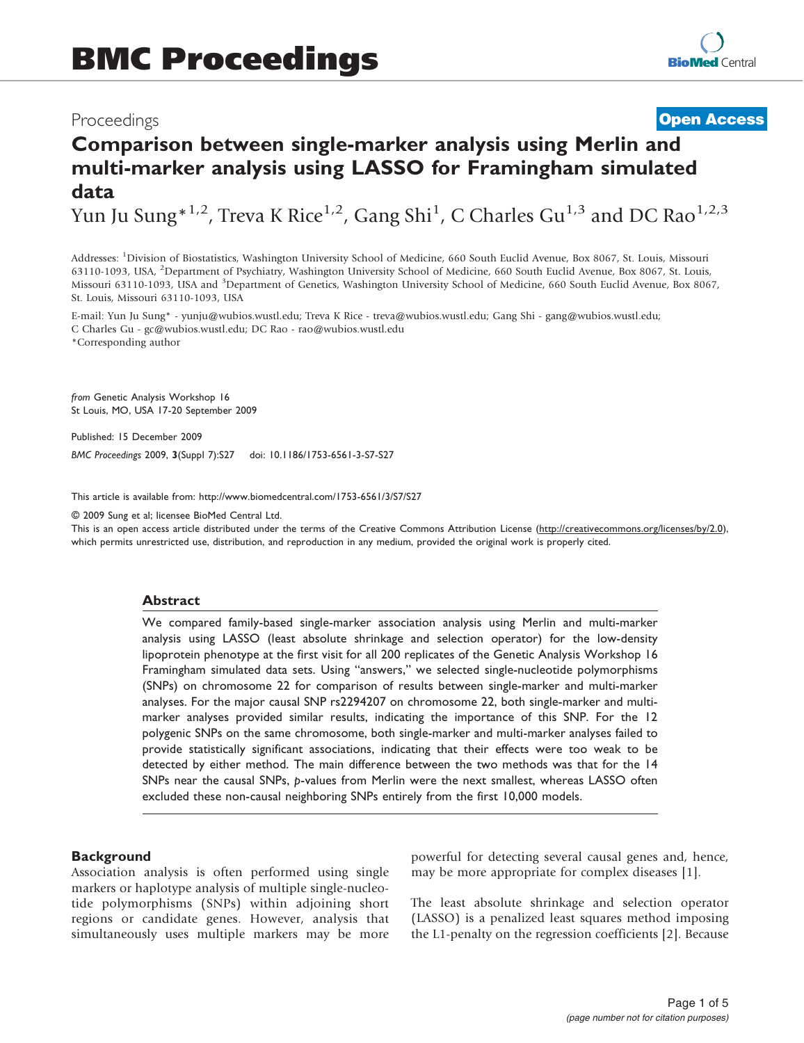BMC Proceedings

Proceedings

**Open Access**

# Comparison between single-marker analysis using Merlin and multi-marker analysis using LASSO for Framingham simulated data

Yun Ju Sung*[1,2], Treva K Rice[1,2], Gang Shi[1], C Charles Gu[1,3] and DC Rao[1,2,3]

Addresses: [1]Division of Biostatistics, Washington University School of Medicine, 660 South Euclid Avenue, Box 8067, St. Louis, Missouri 63110-1093, USA, [2]Department of Psychiatry, Washington University School of Medicine, 660 South Euclid Avenue, Box 8067, St. Louis, Missouri 63110-1093, USA and [3]Department of Genetics, Washington University School of Medicine, 660 South Euclid Avenue, Box 8067, St. Louis, Missouri 63110-1093, USA

E-mail: Yun Ju Sung* - yunju@wubios.wustl.edu; Treva K Rice - treva@wubios.wustl.edu; Gang Shi - gang@wubios.wustl.edu; C Charles Gu - gc@wubios.wustl.edu; DC Rao - rao@wubios.wustl.edu
*Corresponding author

*from* Genetic Analysis Workshop 16
St Louis, MO, USA 17-20 September 2009

Published: 15 December 2009

*BMC Proceedings* 2009, **3**(Suppl 7):S27 doi: 10.1186/1753-6561-3-S7-S27

This article is available from: http://www.biomedcentral.com/1753-6561/3/S7/S27

© 2009 Sung et al; licensee BioMed Central Ltd.
This is an open access article distributed under the terms of the Creative Commons Attribution License (http://creativecommons.org/licenses/by/2.0), which permits unrestricted use, distribution, and reproduction in any medium, provided the original work is properly cited.

## Abstract

We compared family-based single-marker association analysis using Merlin and multi-marker analysis using LASSO (least absolute shrinkage and selection operator) for the low-density lipoprotein phenotype at the first visit for all 200 replicates of the Genetic Analysis Workshop 16 Framingham simulated data sets. Using "answers," we selected single-nucleotide polymorphisms (SNPs) on chromosome 22 for comparison of results between single-marker and multi-marker analyses. For the major causal SNP rs2294207 on chromosome 22, both single-marker and multi-marker analyses provided similar results, indicating the importance of this SNP. For the 12 polygenic SNPs on the same chromosome, both single-marker and multi-marker analyses failed to provide statistically significant associations, indicating that their effects were too weak to be detected by either method. The main difference between the two methods was that for the 14 SNPs near the causal SNPs, *p*-values from Merlin were the next smallest, whereas LASSO often excluded these non-causal neighboring SNPs entirely from the first 10,000 models.

## Background

Association analysis is often performed using single markers or haplotype analysis of multiple single-nucleotide polymorphisms (SNPs) within adjoining short regions or candidate genes. However, analysis that simultaneously uses multiple markers may be more powerful for detecting several causal genes and, hence, may be more appropriate for complex diseases [1].

The least absolute shrinkage and selection operator (LASSO) is a penalized least squares method imposing the L1-penalty on the regression coefficients [2]. Because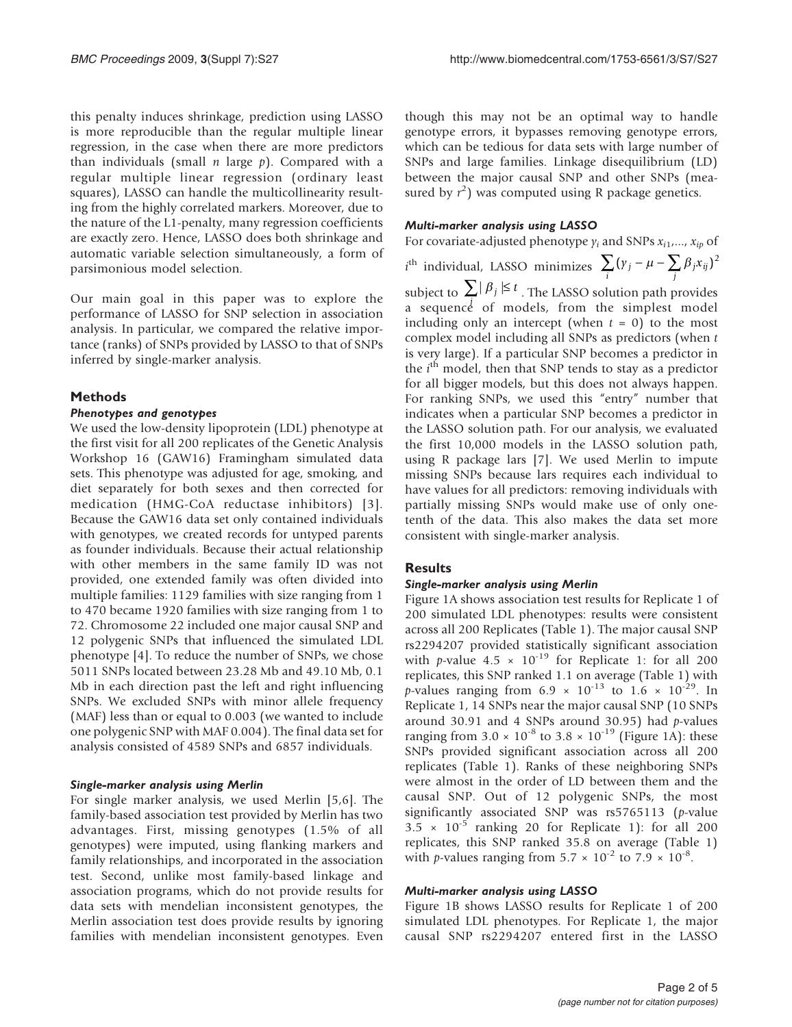this penalty induces shrinkage, prediction using LASSO is more reproducible than the regular multiple linear regression, in the case when there are more predictors than individuals (small $n$ large $p$). Compared with a regular multiple linear regression (ordinary least squares), LASSO can handle the multicollinearity resulting from the highly correlated markers. Moreover, due to the nature of the L1-penalty, many regression coefficients are exactly zero. Hence, LASSO does both shrinkage and automatic variable selection simultaneously, a form of parsimonious model selection.

Our main goal in this paper was to explore the performance of LASSO for SNP selection in association analysis. In particular, we compared the relative importance (ranks) of SNPs provided by LASSO to that of SNPs inferred by single-marker analysis.

## Methods

### *Phenotypes and genotypes*

We used the low-density lipoprotein (LDL) phenotype at the first visit for all 200 replicates of the Genetic Analysis Workshop 16 (GAW16) Framingham simulated data sets. This phenotype was adjusted for age, smoking, and diet separately for both sexes and then corrected for medication (HMG-CoA reductase inhibitors) [3]. Because the GAW16 data set only contained individuals with genotypes, we created records for untyped parents as founder individuals. Because their actual relationship with other members in the same family ID was not provided, one extended family was often divided into multiple families: 1129 families with size ranging from 1 to 470 became 1920 families with size ranging from 1 to 72. Chromosome 22 included one major causal SNP and 12 polygenic SNPs that influenced the simulated LDL phenotype [4]. To reduce the number of SNPs, we chose 5011 SNPs located between 23.28 Mb and 49.10 Mb, 0.1 Mb in each direction past the left and right influencing SNPs. We excluded SNPs with minor allele frequency (MAF) less than or equal to 0.003 (we wanted to include one polygenic SNP with MAF 0.004). The final data set for analysis consisted of 4589 SNPs and 6857 individuals.

### *Single-marker analysis using Merlin*

For single marker analysis, we used Merlin [5,6]. The family-based association test provided by Merlin has two advantages. First, missing genotypes (1.5% of all genotypes) were imputed, using flanking markers and family relationships, and incorporated in the association test. Second, unlike most family-based linkage and association programs, which do not provide results for data sets with mendelian inconsistent genotypes, the Merlin association test does provide results by ignoring families with mendelian inconsistent genotypes. Even though this may not be an optimal way to handle genotype errors, it bypasses removing genotype errors, which can be tedious for data sets with large number of SNPs and large families. Linkage disequilibrium (LD) between the major causal SNP and other SNPs (measured by $r^2$) was computed using R package genetics.

### *Multi-marker analysis using LASSO*

For covariate-adjusted phenotype $y_i$ and SNPs $x_{i1},..., x_{ip}$ of $i^{\text{th}}$ individual, LASSO minimizes $\sum_i (y_j - \mu - \sum_j \beta_j x_{ij})^2$ subject to $\sum_j |\beta_j| \leq t$. The LASSO solution path provides a sequence of models, from the simplest model including only an intercept (when $t = 0$) to the most complex model including all SNPs as predictors (when $t$ is very large). If a particular SNP becomes a predictor in the $i^{\text{th}}$ model, then that SNP tends to stay as a predictor for all bigger models, but this does not always happen. For ranking SNPs, we used this "entry" number that indicates when a particular SNP becomes a predictor in the LASSO solution path. For our analysis, we evaluated the first 10,000 models in the LASSO solution path, using R package lars [7]. We used Merlin to impute missing SNPs because lars requires each individual to have values for all predictors: removing individuals with partially missing SNPs would make use of only one-tenth of the data. This also makes the data set more consistent with single-marker analysis.

## Results

### *Single-marker analysis using Merlin*

Figure 1A shows association test results for Replicate 1 of 200 simulated LDL phenotypes: results were consistent across all 200 Replicates (Table 1). The major causal SNP rs2294207 provided statistically significant association with $p$-value $4.5 \times 10^{-19}$ for Replicate 1: for all 200 replicates, this SNP ranked 1.1 on average (Table 1) with $p$-values ranging from $6.9 \times 10^{-13}$ to $1.6 \times 10^{-29}$. In Replicate 1, 14 SNPs near the major causal SNP (10 SNPs around 30.91 and 4 SNPs around 30.95) had $p$-values ranging from $3.0 \times 10^{-8}$ to $3.8 \times 10^{-19}$ (Figure 1A): these SNPs provided significant association across all 200 replicates (Table 1). Ranks of these neighboring SNPs were almost in the order of LD between them and the causal SNP. Out of 12 polygenic SNPs, the most significantly associated SNP was rs5765113 ($p$-value $3.5 \times 10^{-5}$ ranking 20 for Replicate 1): for all 200 replicates, this SNP ranked 35.8 on average (Table 1) with $p$-values ranging from $5.7 \times 10^{-2}$ to $7.9 \times 10^{-8}$.

### *Multi-marker analysis using LASSO*

Figure 1B shows LASSO results for Replicate 1 of 200 simulated LDL phenotypes. For Replicate 1, the major causal SNP rs2294207 entered first in the LASSO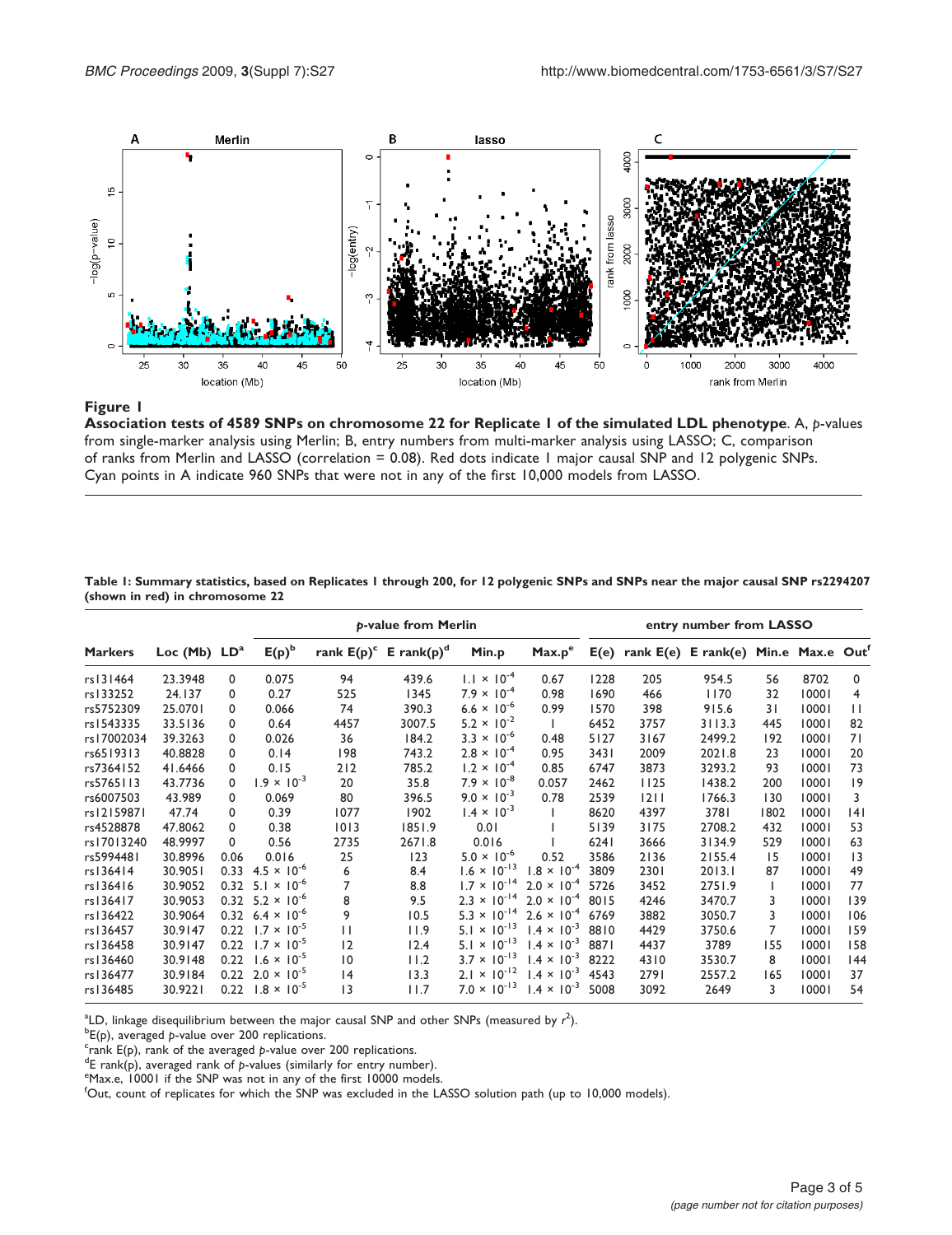**Figure 1**

**Association tests of 4589 SNPs on chromosome 22 for Replicate 1 of the simulated LDL phenotype**. A, *p*-values from single-marker analysis using Merlin; B, entry numbers from multi-marker analysis using LASSO; C, comparison of ranks from Merlin and LASSO (correlation = 0.08). Red dots indicate 1 major causal SNP and 12 polygenic SNPs. Cyan points in A indicate 960 SNPs that were not in any of the first 10,000 models from LASSO.

**Table 1: Summary statistics, based on Replicates 1 through 200, for 12 polygenic SNPs and SNPs near the major causal SNP rs2294207 (shown in red) in chromosome 22**

| | | | *p*-value from Merlin | | | | | entry number from LASSO | | | | | |
|---|---|---|---|---|---|---|---|---|---|---|---|---|---|
| **Markers** | **Loc (Mb)** | **LD**[a] | **E(p)**[b] | **rank E(p)**[c] | **E rank(p)**[d] | **Min.p** | **Max.p**[e] | **E(e)** | **rank E(e)** | **E rank(e)** | **Min.e** | **Max.e** | **Out**[f] |
| rs131464 | 23.3948 | 0 | 0.075 | 94 | 439.6 | $1.1 \times 10^{-4}$ | 0.67 | 1228 | 205 | 954.5 | 56 | 8702 | 0 |
| rs133252 | 24.137 | 0 | 0.27 | 525 | 1345 | $7.9 \times 10^{-4}$ | 0.98 | 1690 | 466 | 1170 | 32 | 10001 | 4 |
| rs5752309 | 25.0701 | 0 | 0.066 | 74 | 390.3 | $6.6 \times 10^{-6}$ | 0.99 | 1570 | 398 | 915.6 | 31 | 10001 | 11 |
| rs1543335 | 33.5136 | 0 | 0.64 | 4457 | 3007.5 | $5.2 \times 10^{-2}$ | 1 | 6452 | 3757 | 3113.3 | 445 | 10001 | 82 |
| rs17002034 | 39.3263 | 0 | 0.026 | 36 | 184.2 | $3.3 \times 10^{-6}$ | 0.48 | 5127 | 3167 | 2499.2 | 192 | 10001 | 71 |
| rs6519313 | 40.8828 | 0 | 0.14 | 198 | 743.2 | $2.8 \times 10^{-4}$ | 0.95 | 3431 | 2009 | 2021.8 | 23 | 10001 | 20 |
| rs7364152 | 41.6466 | 0 | 0.15 | 212 | 785.2 | $1.2 \times 10^{-4}$ | 0.85 | 6747 | 3873 | 3293.2 | 93 | 10001 | 73 |
| rs5765113 | 43.7736 | 0 | $1.9 \times 10^{-3}$ | 20 | 35.8 | $7.9 \times 10^{-8}$ | 0.057 | 2462 | 1125 | 1438.2 | 200 | 10001 | 19 |
| rs6007503 | 43.989 | 0 | 0.069 | 80 | 396.5 | $9.0 \times 10^{-3}$ | 0.78 | 2539 | 1211 | 1766.3 | 130 | 10001 | 3 |
| rs12159871 | 47.74 | 0 | 0.39 | 1077 | 1902 | $1.4 \times 10^{-3}$ | 1 | 8620 | 4397 | 3781 | 1802 | 10001 | 141 |
| rs4528878 | 47.8062 | 0 | 0.38 | 1013 | 1851.9 | 0.01 | 1 | 5139 | 3175 | 2708.2 | 432 | 10001 | 53 |
| rs17013240 | 48.9997 | 0 | 0.56 | 2735 | 2671.8 | 0.016 | 1 | 6241 | 3666 | 3134.9 | 529 | 10001 | 63 |
| rs5994481 | 30.8996 | 0.06 | 0.016 | 25 | 123 | $5.0 \times 10^{-6}$ | 0.52 | 3586 | 2136 | 2155.4 | 15 | 10001 | 13 |
| rs136414 | 30.9051 | 0.33 | $4.5 \times 10^{-6}$ | 6 | 8.4 | $1.6 \times 10^{-13}$ | $1.8 \times 10^{-4}$ | 3809 | 2301 | 2013.1 | 87 | 10001 | 49 |
| rs136416 | 30.9052 | 0.32 | $5.1 \times 10^{-6}$ | 7 | 8.8 | $1.7 \times 10^{-14}$ | $2.0 \times 10^{-4}$ | 5726 | 3452 | 2751.9 | 1 | 10001 | 77 |
| rs136417 | 30.9053 | 0.32 | $5.2 \times 10^{-6}$ | 8 | 9.5 | $2.3 \times 10^{-14}$ | $2.0 \times 10^{-4}$ | 8015 | 4246 | 3470.7 | 3 | 10001 | 139 |
| rs136422 | 30.9064 | 0.32 | $6.4 \times 10^{-6}$ | 9 | 10.5 | $5.3 \times 10^{-14}$ | $2.6 \times 10^{-4}$ | 6769 | 3882 | 3050.7 | 3 | 10001 | 106 |
| rs136457 | 30.9147 | 0.22 | $1.7 \times 10^{-5}$ | 11 | 11.9 | $5.1 \times 10^{-13}$ | $1.4 \times 10^{-3}$ | 8810 | 4429 | 3750.6 | 7 | 10001 | 159 |
| rs136458 | 30.9147 | 0.22 | $1.7 \times 10^{-5}$ | 12 | 12.4 | $5.1 \times 10^{-13}$ | $1.4 \times 10^{-3}$ | 8871 | 4437 | 3789 | 155 | 10001 | 158 |
| rs136460 | 30.9148 | 0.22 | $1.6 \times 10^{-5}$ | 10 | 11.2 | $3.7 \times 10^{-13}$ | $1.4 \times 10^{-3}$ | 8222 | 4310 | 3530.7 | 8 | 10001 | 144 |
| rs136477 | 30.9184 | 0.22 | $2.0 \times 10^{-5}$ | 14 | 13.3 | $2.1 \times 10^{-12}$ | $1.4 \times 10^{-3}$ | 4543 | 2791 | 2557.2 | 165 | 10001 | 37 |
| rs136485 | 30.9221 | 0.22 | $1.8 \times 10^{-5}$ | 13 | 11.7 | $7.0 \times 10^{-13}$ | $1.4 \times 10^{-3}$ | 5008 | 3092 | 2649 | 3 | 10001 | 54 |

[a]LD, linkage disequilibrium between the major causal SNP and other SNPs (measured by $r^2$).
[b]E(p), averaged *p*-value over 200 replications.
[c]rank E(p), rank of the averaged *p*-value over 200 replications.
[d]E rank(p), averaged rank of *p*-values (similarly for entry number).
[e]Max.e, 10001 if the SNP was not in any of the first 10000 models.
[f]Out, count of replicates for which the SNP was excluded in the LASSO solution path (up to 10,000 models).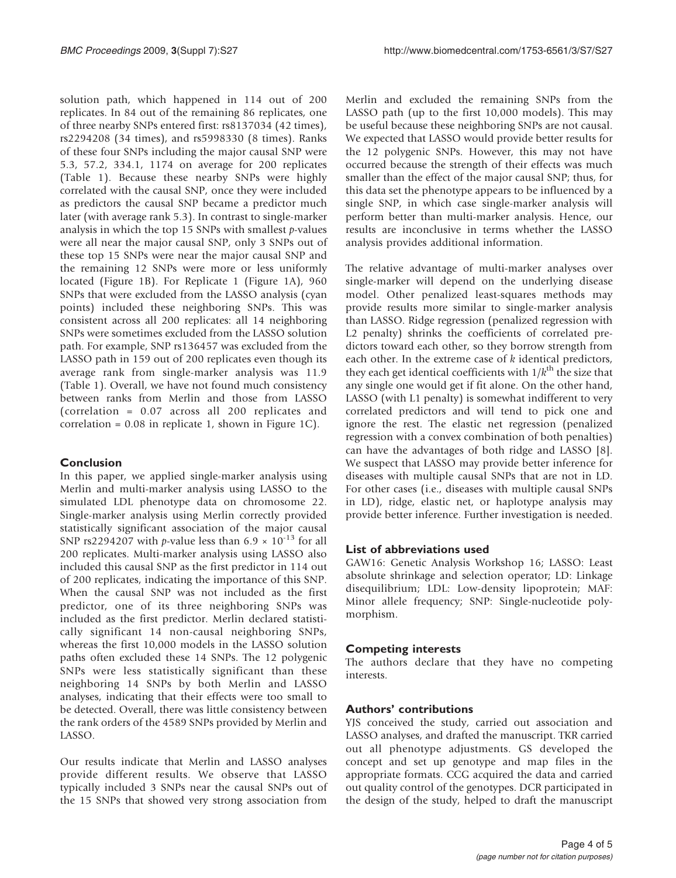solution path, which happened in 114 out of 200 replicates. In 84 out of the remaining 86 replicates, one of three nearby SNPs entered first: rs8137034 (42 times), rs2294208 (34 times), and rs5998330 (8 times). Ranks of these four SNPs including the major causal SNP were 5.3, 57.2, 334.1, 1174 on average for 200 replicates (Table 1). Because these nearby SNPs were highly correlated with the causal SNP, once they were included as predictors the causal SNP became a predictor much later (with average rank 5.3). In contrast to single-marker analysis in which the top 15 SNPs with smallest *p*-values were all near the major causal SNP, only 3 SNPs out of these top 15 SNPs were near the major causal SNP and the remaining 12 SNPs were more or less uniformly located (Figure 1B). For Replicate 1 (Figure 1A), 960 SNPs that were excluded from the LASSO analysis (cyan points) included these neighboring SNPs. This was consistent across all 200 replicates: all 14 neighboring SNPs were sometimes excluded from the LASSO solution path. For example, SNP rs136457 was excluded from the LASSO path in 159 out of 200 replicates even though its average rank from single-marker analysis was 11.9 (Table 1). Overall, we have not found much consistency between ranks from Merlin and those from LASSO (correlation = 0.07 across all 200 replicates and correlation = 0.08 in replicate 1, shown in Figure 1C).

## Conclusion

In this paper, we applied single-marker analysis using Merlin and multi-marker analysis using LASSO to the simulated LDL phenotype data on chromosome 22. Single-marker analysis using Merlin correctly provided statistically significant association of the major causal SNP rs2294207 with *p*-value less than $6.9 \times 10^{-13}$ for all 200 replicates. Multi-marker analysis using LASSO also included this causal SNP as the first predictor in 114 out of 200 replicates, indicating the importance of this SNP. When the causal SNP was not included as the first predictor, one of its three neighboring SNPs was included as the first predictor. Merlin declared statistically significant 14 non-causal neighboring SNPs, whereas the first 10,000 models in the LASSO solution paths often excluded these 14 SNPs. The 12 polygenic SNPs were less statistically significant than these neighboring 14 SNPs by both Merlin and LASSO analyses, indicating that their effects were too small to be detected. Overall, there was little consistency between the rank orders of the 4589 SNPs provided by Merlin and LASSO.

Our results indicate that Merlin and LASSO analyses provide different results. We observe that LASSO typically included 3 SNPs near the causal SNPs out of the 15 SNPs that showed very strong association from Merlin and excluded the remaining SNPs from the LASSO path (up to the first 10,000 models). This may be useful because these neighboring SNPs are not causal. We expected that LASSO would provide better results for the 12 polygenic SNPs. However, this may not have occurred because the strength of their effects was much smaller than the effect of the major causal SNP; thus, for this data set the phenotype appears to be influenced by a single SNP, in which case single-marker analysis will perform better than multi-marker analysis. Hence, our results are inconclusive in terms whether the LASSO analysis provides additional information.

The relative advantage of multi-marker analyses over single-marker will depend on the underlying disease model. Other penalized least-squares methods may provide results more similar to single-marker analysis than LASSO. Ridge regression (penalized regression with L2 penalty) shrinks the coefficients of correlated predictors toward each other, so they borrow strength from each other. In the extreme case of $k$ identical predictors, they each get identical coefficients with $1/k^{\text{th}}$ the size that any single one would get if fit alone. On the other hand, LASSO (with L1 penalty) is somewhat indifferent to very correlated predictors and will tend to pick one and ignore the rest. The elastic net regression (penalized regression with a convex combination of both penalties) can have the advantages of both ridge and LASSO [8]. We suspect that LASSO may provide better inference for diseases with multiple causal SNPs that are not in LD. For other cases (i.e., diseases with multiple causal SNPs in LD), ridge, elastic net, or haplotype analysis may provide better inference. Further investigation is needed.

## List of abbreviations used

GAW16: Genetic Analysis Workshop 16; LASSO: Least absolute shrinkage and selection operator; LD: Linkage disequilibrium; LDL: Low-density lipoprotein; MAF: Minor allele frequency; SNP: Single-nucleotide polymorphism.

## Competing interests

The authors declare that they have no competing interests.

## Authors' contributions

YJS conceived the study, carried out association and LASSO analyses, and drafted the manuscript. TKR carried out all phenotype adjustments. GS developed the concept and set up genotype and map files in the appropriate formats. CCG acquired the data and carried out quality control of the genotypes. DCR participated in the design of the study, helped to draft the manuscript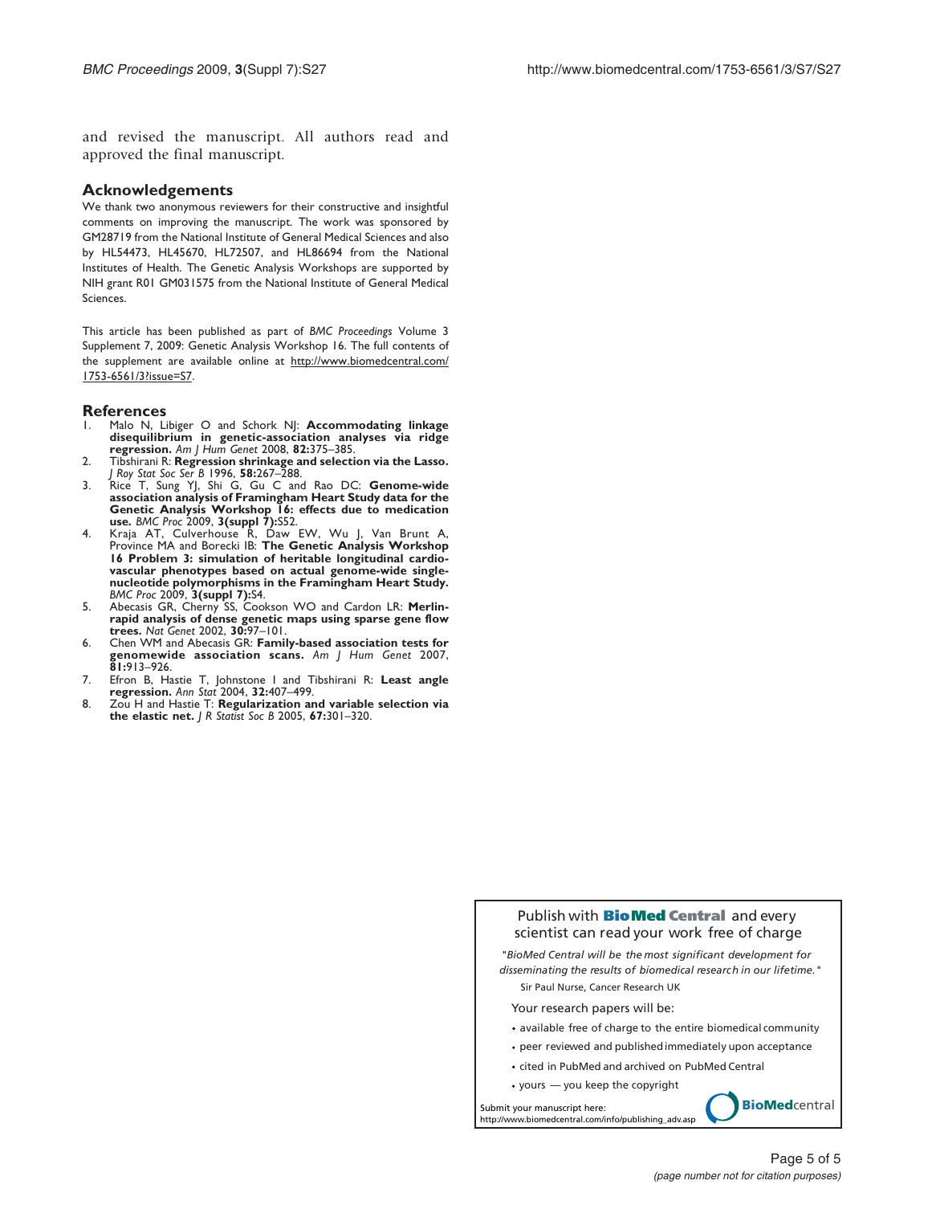and revised the manuscript. All authors read and approved the final manuscript.

## Acknowledgements

We thank two anonymous reviewers for their constructive and insightful comments on improving the manuscript. The work was sponsored by GM28719 from the National Institute of General Medical Sciences and also by HL54473, HL45670, HL72507, and HL86694 from the National Institutes of Health. The Genetic Analysis Workshops are supported by NIH grant R01 GM031575 from the National Institute of General Medical Sciences.

This article has been published as part of *BMC Proceedings* Volume 3 Supplement 7, 2009: Genetic Analysis Workshop 16. The full contents of the supplement are available online at http://www.biomedcentral.com/1753-6561/3?issue=S7.

## References

1. Malo N, Libiger O and Schork NJ: **Accommodating linkage disequilibrium in genetic-association analyses via ridge regression.** *Am J Hum Genet* 2008, **82:**375–385.
2. Tibshirani R: **Regression shrinkage and selection via the Lasso.** *J Roy Stat Soc Ser B* 1996, **58:**267–288.
3. Rice T, Sung YJ, Shi G, Gu C and Rao DC: **Genome-wide association analysis of Framingham Heart Study data for the Genetic Analysis Workshop 16: effects due to medication use.** *BMC Proc* 2009, **3(suppl 7):**S52.
4. Kraja AT, Culverhouse R, Daw EW, Wu J, Van Brunt A, Province MA and Borecki IB: **The Genetic Analysis Workshop 16 Problem 3: simulation of heritable longitudinal cardiovascular phenotypes based on actual genome-wide single-nucleotide polymorphisms in the Framingham Heart Study.** *BMC Proc* 2009, **3(suppl 7):**S4.
5. Abecasis GR, Cherny SS, Cookson WO and Cardon LR: **Merlin-rapid analysis of dense genetic maps using sparse gene flow trees.** *Nat Genet* 2002, **30:**97–101.
6. Chen WM and Abecasis GR: **Family-based association tests for genomewide association scans.** *Am J Hum Genet* 2007, **81:**913–926.
7. Efron B, Hastie T, Johnstone I and Tibshirani R: **Least angle regression.** *Ann Stat* 2004, **32:**407–499.
8. Zou H and Hastie T: **Regularization and variable selection via the elastic net.** *J R Statist Soc B* 2005, **67:**301–320.

Publish with **BioMed Central** and every scientist can read your work free of charge

*"BioMed Central will be the most significant development for disseminating the results of biomedical research in our lifetime."*

Sir Paul Nurse, Cancer Research UK

Your research papers will be:

- available free of charge to the entire biomedical community
- peer reviewed and published immediately upon acceptance
- cited in PubMed and archived on PubMed Central
- yours — you keep the copyright

Submit your manuscript here:
http://www.biomedcentral.com/info/publishing_adv.asp

BioMedcentral